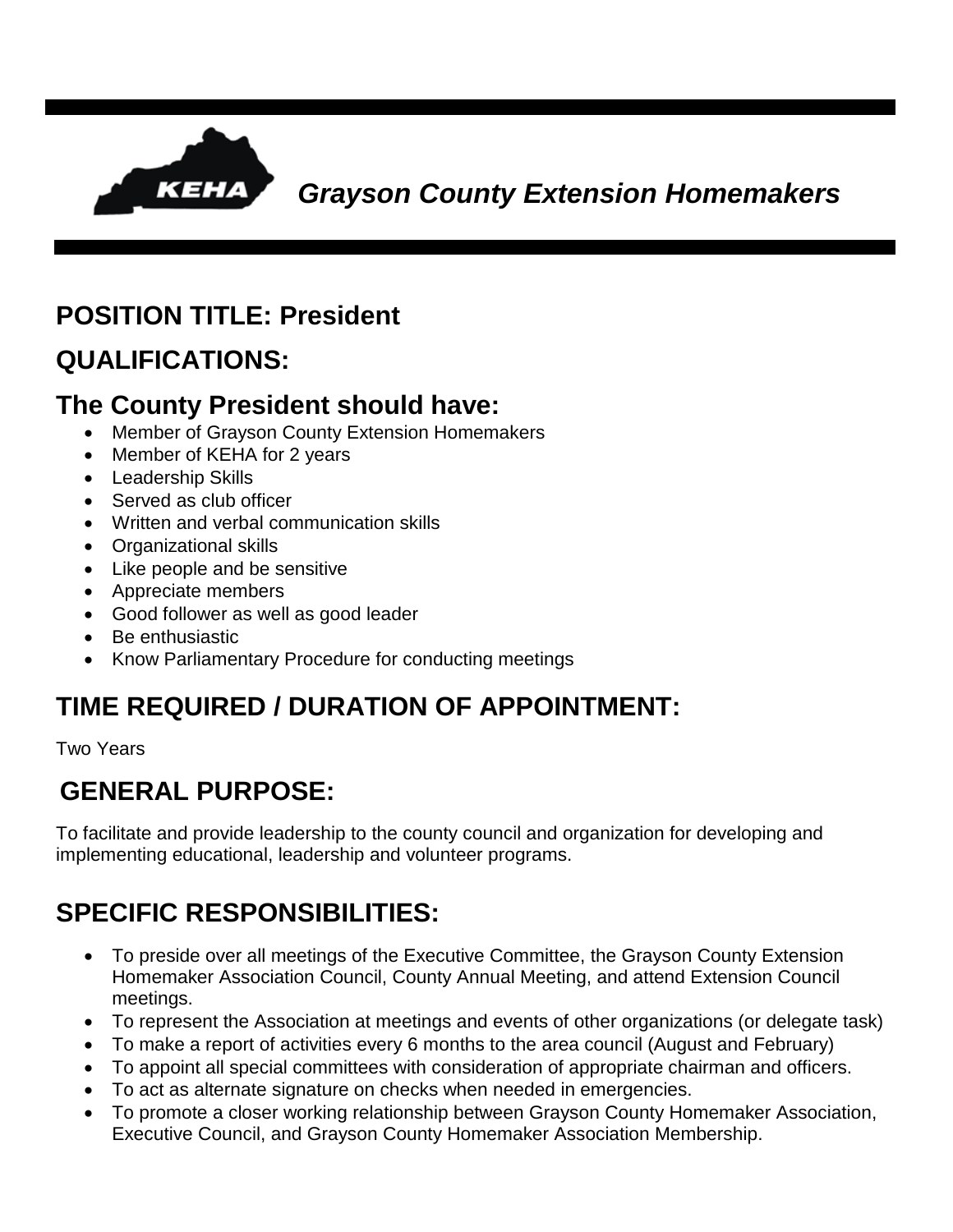KEHA

***Grayson County Extension Homemakers***

## POSITION TITLE: President

## QUALIFICATIONS:

## The County President should have:

- Member of Grayson County Extension Homemakers
- Member of KEHA for 2 years
- Leadership Skills
- Served as club officer
- Written and verbal communication skills
- Organizational skills
- Like people and be sensitive
- Appreciate members
- Good follower as well as good leader
- Be enthusiastic
- Know Parliamentary Procedure for conducting meetings

## TIME REQUIRED / DURATION OF APPOINTMENT:

Two Years

## GENERAL PURPOSE:

To facilitate and provide leadership to the county council and organization for developing and implementing educational, leadership and volunteer programs.

## SPECIFIC RESPONSIBILITIES:

- To preside over all meetings of the Executive Committee, the Grayson County Extension Homemaker Association Council, County Annual Meeting, and attend Extension Council meetings.
- To represent the Association at meetings and events of other organizations (or delegate task)
- To make a report of activities every 6 months to the area council (August and February)
- To appoint all special committees with consideration of appropriate chairman and officers.
- To act as alternate signature on checks when needed in emergencies.
- To promote a closer working relationship between Grayson County Homemaker Association, Executive Council, and Grayson County Homemaker Association Membership.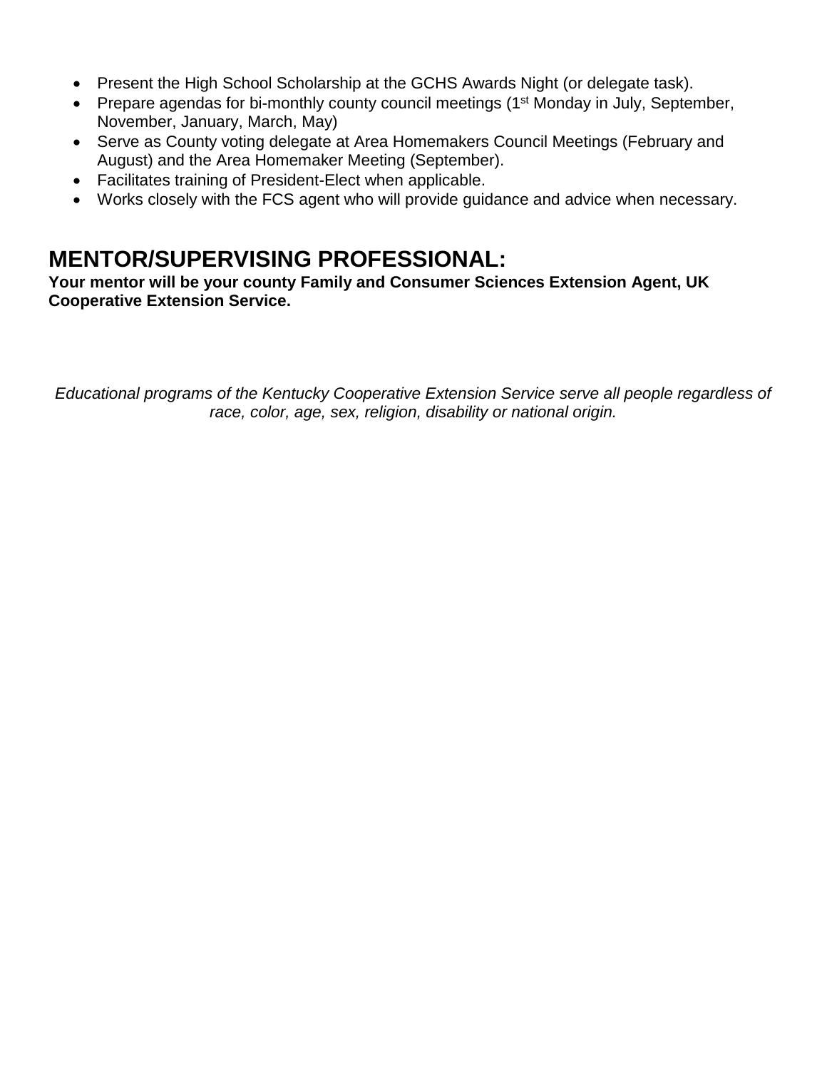- Present the High School Scholarship at the GCHS Awards Night (or delegate task).
- Prepare agendas for bi-monthly county council meetings (1st Monday in July, September, November, January, March, May)
- Serve as County voting delegate at Area Homemakers Council Meetings (February and August) and the Area Homemaker Meeting (September).
- Facilitates training of President-Elect when applicable.
- Works closely with the FCS agent who will provide guidance and advice when necessary.

## MENTOR/SUPERVISING PROFESSIONAL:

**Your mentor will be your county Family and Consumer Sciences Extension Agent, UK Cooperative Extension Service.**

*Educational programs of the Kentucky Cooperative Extension Service serve all people regardless of race, color, age, sex, religion, disability or national origin.*